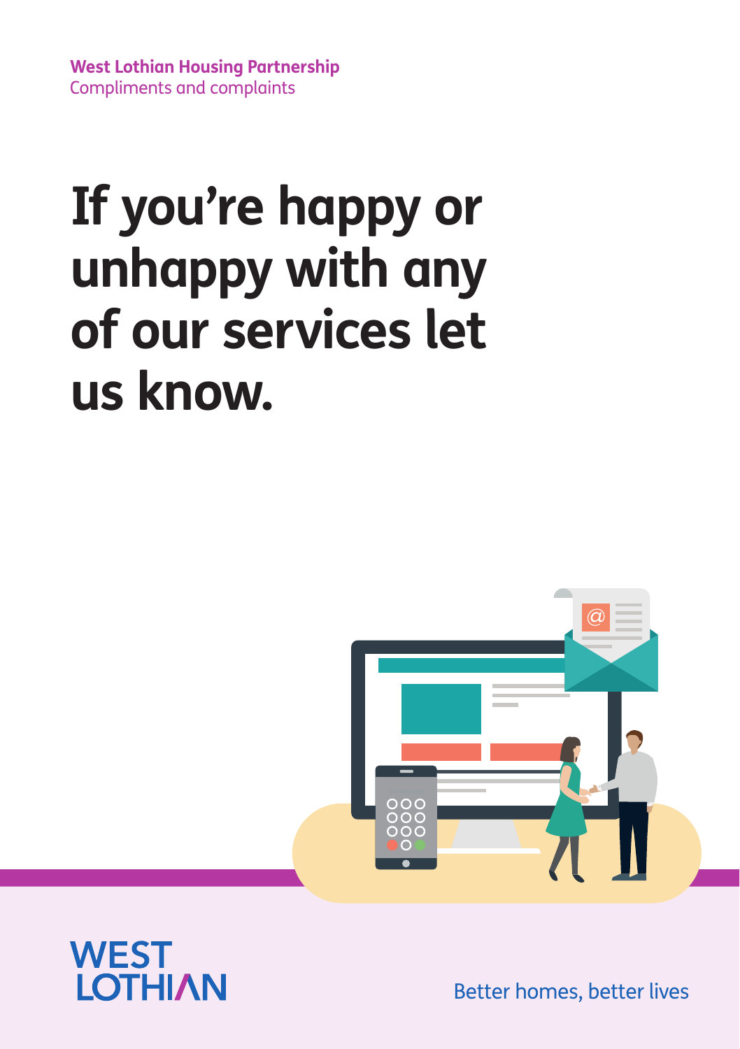**West Lothian Housing Partnership**
Compliments and complaints

# If you're happy or unhappy with any of our services let us know.

WEST LOTHIAN

Better homes, better lives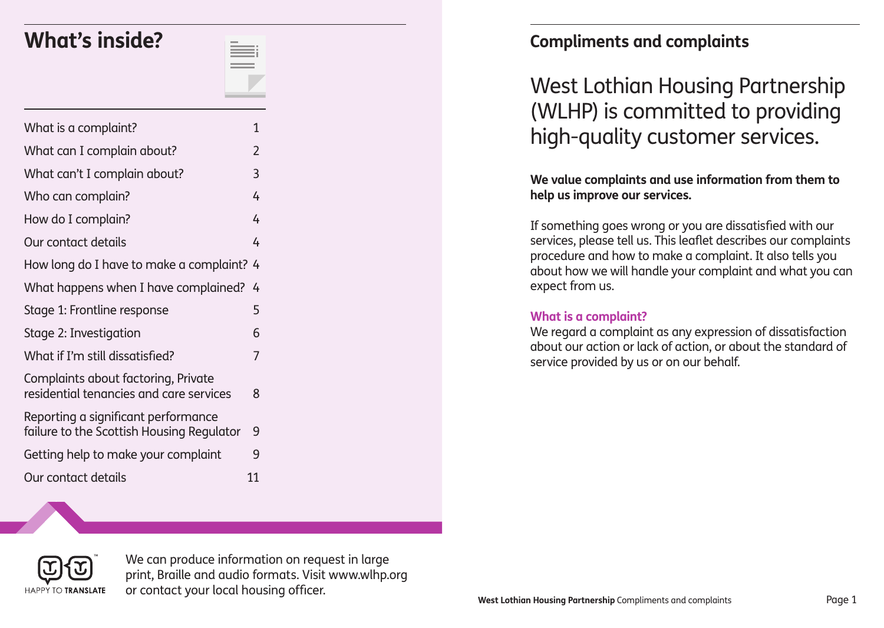## What's inside?

| | |
|---|---|
| What is a complaint? | 1 |
| What can I complain about? | 2 |
| What can't I complain about? | 3 |
| Who can complain? | 4 |
| How do I complain? | 4 |
| Our contact details | 4 |
| How long do I have to make a complaint? | 4 |
| What happens when I have complained? | 4 |
| Stage 1: Frontline response | 5 |
| Stage 2: Investigation | 6 |
| What if I'm still dissatisfied? | 7 |
| Complaints about factoring, Private residential tenancies and care services | 8 |
| Reporting a significant performance failure to the Scottish Housing Regulator | 9 |
| Getting help to make your complaint | 9 |
| Our contact details | 11 |

HAPPY TO TRANSLATE

We can produce information on request in large print, Braille and audio formats. Visit www.wlhp.org or contact your local housing officer.

## Compliments and complaints

West Lothian Housing Partnership (WLHP) is committed to providing high-quality customer services.

**We value complaints and use information from them to help us improve our services.**

If something goes wrong or you are dissatisfied with our services, please tell us. This leaflet describes our complaints procedure and how to make a complaint. It also tells you about how we will handle your complaint and what you can expect from us.

### What is a complaint?

We regard a complaint as any expression of dissatisfaction about our action or lack of action, or about the standard of service provided by us or on our behalf.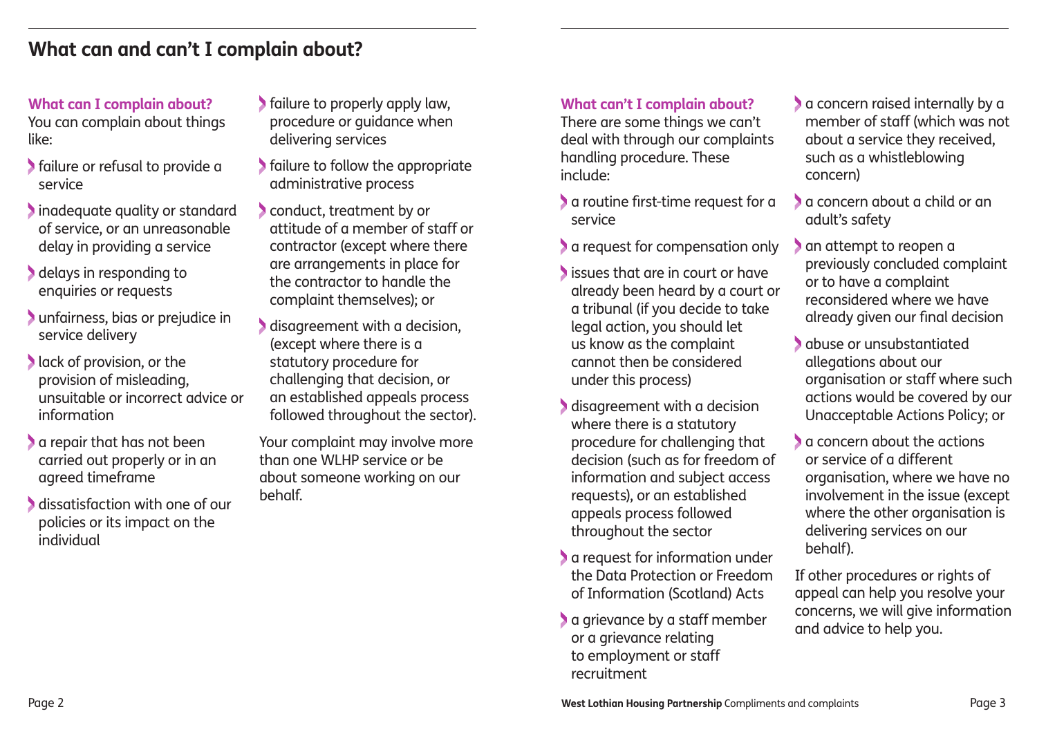## What can and can't I complain about?

### What can I complain about?

You can complain about things like:

- failure or refusal to provide a service
- inadequate quality or standard of service, or an unreasonable delay in providing a service
- delays in responding to enquiries or requests
- unfairness, bias or prejudice in service delivery
- lack of provision, or the provision of misleading, unsuitable or incorrect advice or information
- a repair that has not been carried out properly or in an agreed timeframe
- dissatisfaction with one of our policies or its impact on the individual
- failure to properly apply law, procedure or guidance when delivering services
- failure to follow the appropriate administrative process
- conduct, treatment by or attitude of a member of staff or contractor (except where there are arrangements in place for the contractor to handle the complaint themselves); or
- disagreement with a decision, (except where there is a statutory procedure for challenging that decision, or an established appeals process followed throughout the sector).

Your complaint may involve more than one WLHP service or be about someone working on our behalf.

### What can't I complain about?

There are some things we can't deal with through our complaints handling procedure. These include:

- a routine first-time request for a service
- a request for compensation only
- issues that are in court or have already been heard by a court or a tribunal (if you decide to take legal action, you should let us know as the complaint cannot then be considered under this process)
- disagreement with a decision where there is a statutory procedure for challenging that decision (such as for freedom of information and subject access requests), or an established appeals process followed throughout the sector
- a request for information under the Data Protection or Freedom of Information (Scotland) Acts
- a grievance by a staff member or a grievance relating to employment or staff recruitment
- a concern raised internally by a member of staff (which was not about a service they received, such as a whistleblowing concern)
- a concern about a child or an adult's safety
- an attempt to reopen a previously concluded complaint or to have a complaint reconsidered where we have already given our final decision
- abuse or unsubstantiated allegations about our organisation or staff where such actions would be covered by our Unacceptable Actions Policy; or
- a concern about the actions or service of a different organisation, where we have no involvement in the issue (except where the other organisation is delivering services on our behalf).

If other procedures or rights of appeal can help you resolve your concerns, we will give information and advice to help you.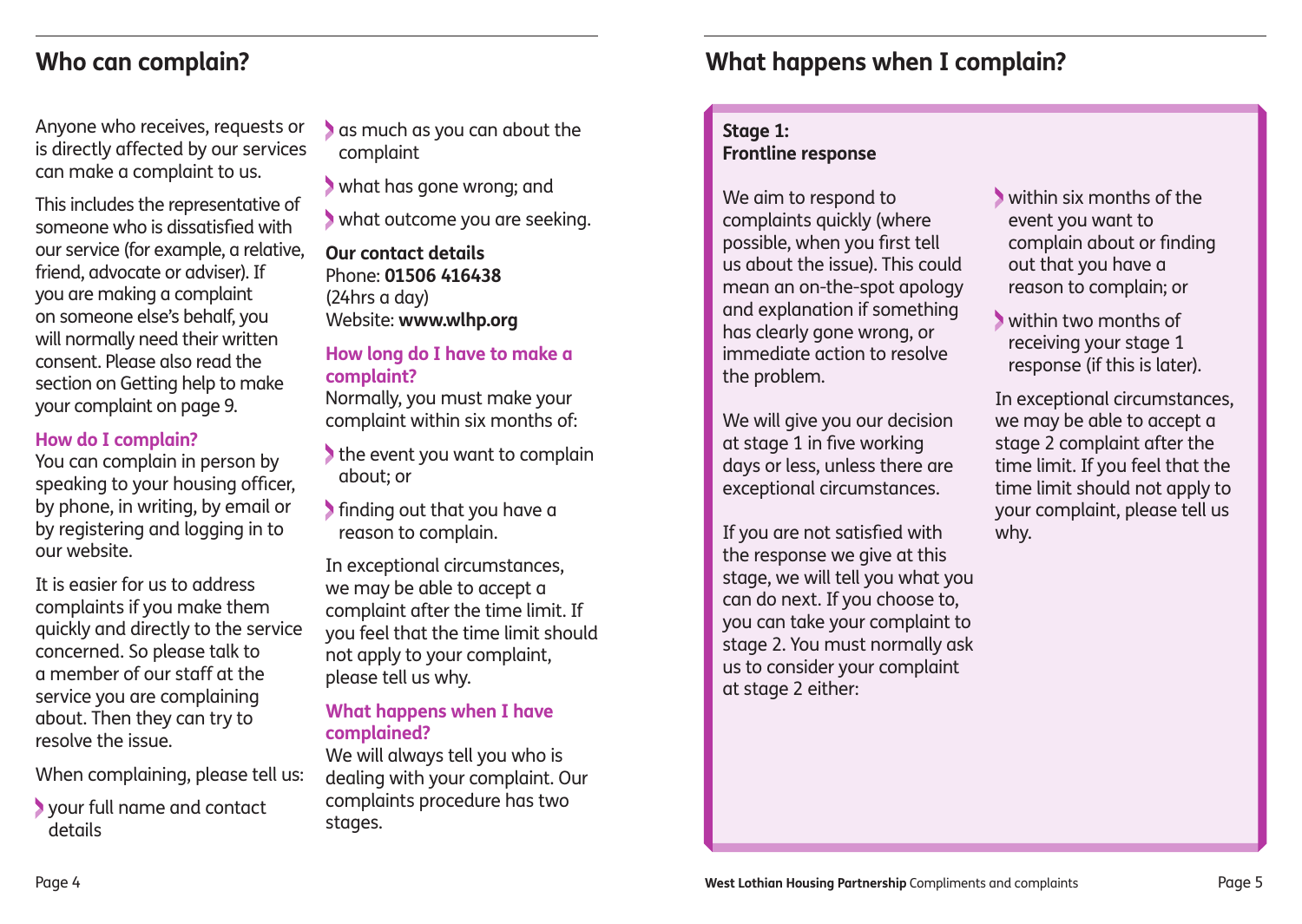## Who can complain?

Anyone who receives, requests or is directly affected by our services can make a complaint to us.

This includes the representative of someone who is dissatisfied with our service (for example, a relative, friend, advocate or adviser). If you are making a complaint on someone else's behalf, you will normally need their written consent. Please also read the section on Getting help to make your complaint on page 9.

### How do I complain?

You can complain in person by speaking to your housing officer, by phone, in writing, by email or by registering and logging in to our website.

It is easier for us to address complaints if you make them quickly and directly to the service concerned. So please talk to a member of our staff at the service you are complaining about. Then they can try to resolve the issue.

When complaining, please tell us:

- your full name and contact details
- as much as you can about the complaint
- what has gone wrong; and
- what outcome you are seeking.

**Our contact details**
Phone: **01506 416438**
(24hrs a day)
Website: **www.wlhp.org**

### How long do I have to make a complaint?

Normally, you must make your complaint within six months of:

- the event you want to complain about; or
- finding out that you have a reason to complain.

In exceptional circumstances, we may be able to accept a complaint after the time limit. If you feel that the time limit should not apply to your complaint, please tell us why.

### What happens when I have complained?

We will always tell you who is dealing with your complaint. Our complaints procedure has two stages.

## What happens when I complain?

**Stage 1:**
**Frontline response**

We aim to respond to complaints quickly (where possible, when you first tell us about the issue). This could mean an on-the-spot apology and explanation if something has clearly gone wrong, or immediate action to resolve the problem.

We will give you our decision at stage 1 in five working days or less, unless there are exceptional circumstances.

If you are not satisfied with the response we give at this stage, we will tell you what you can do next. If you choose to, you can take your complaint to stage 2. You must normally ask us to consider your complaint at stage 2 either:

- within six months of the event you want to complain about or finding out that you have a reason to complain; or
- within two months of receiving your stage 1 response (if this is later).

In exceptional circumstances, we may be able to accept a stage 2 complaint after the time limit. If you feel that the time limit should not apply to your complaint, please tell us why.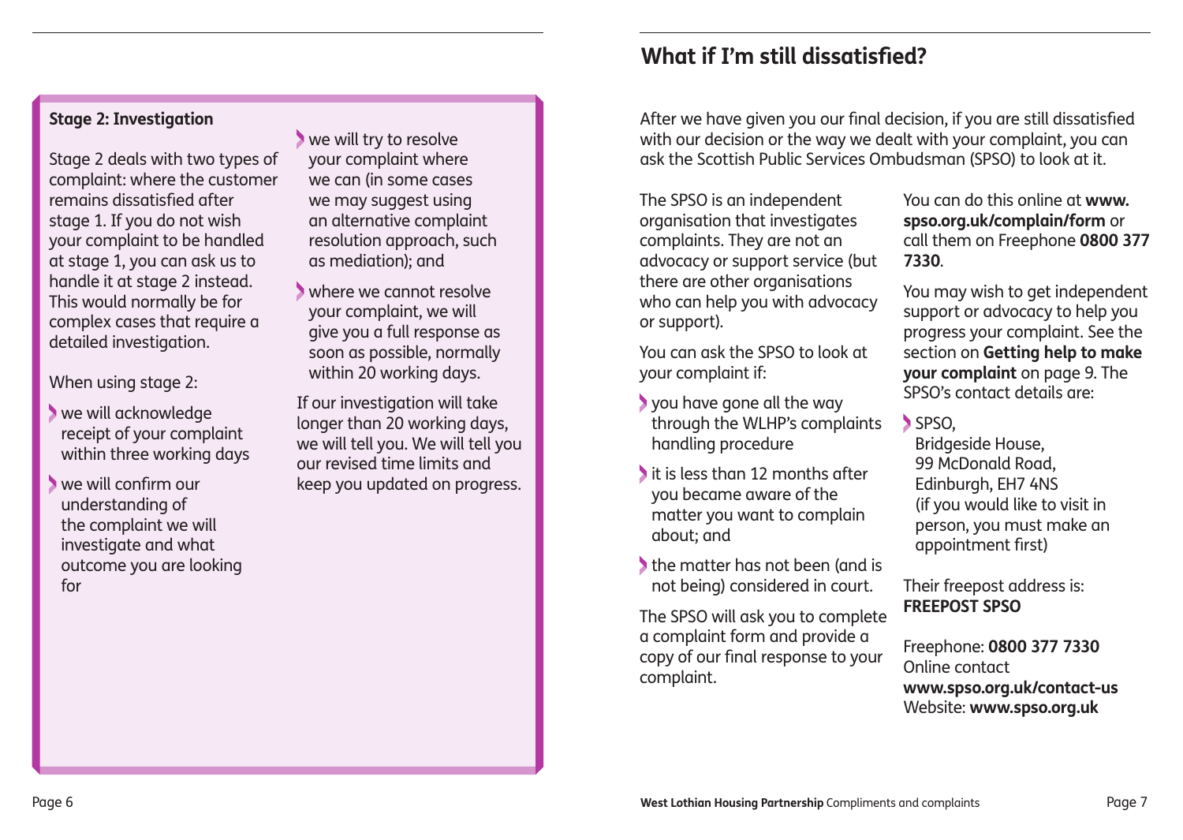### Stage 2: Investigation

Stage 2 deals with two types of complaint: where the customer remains dissatisfied after stage 1. If you do not wish your complaint to be handled at stage 1, you can ask us to handle it at stage 2 instead. This would normally be for complex cases that require a detailed investigation.

When using stage 2:

- we will acknowledge receipt of your complaint within three working days
- we will confirm our understanding of the complaint we will investigate and what outcome you are looking for
- we will try to resolve your complaint where we can (in some cases we may suggest using an alternative complaint resolution approach, such as mediation); and
- where we cannot resolve your complaint, we will give you a full response as soon as possible, normally within 20 working days.

If our investigation will take longer than 20 working days, we will tell you. We will tell you our revised time limits and keep you updated on progress.

## What if I'm still dissatisfied?

After we have given you our final decision, if you are still dissatisfied with our decision or the way we dealt with your complaint, you can ask the Scottish Public Services Ombudsman (SPSO) to look at it.

The SPSO is an independent organisation that investigates complaints. They are not an advocacy or support service (but there are other organisations who can help you with advocacy or support).

You can ask the SPSO to look at your complaint if:

- you have gone all the way through the WLHP's complaints handling procedure
- it is less than 12 months after you became aware of the matter you want to complain about; and
- the matter has not been (and is not being) considered in court.

The SPSO will ask you to complete a complaint form and provide a copy of our final response to your complaint.

You can do this online at **www.spso.org.uk/complain/form** or call them on Freephone **0800 377 7330**.

You may wish to get independent support or advocacy to help you progress your complaint. See the section on **Getting help to make your complaint** on page 9. The SPSO's contact details are:

- SPSO,
  Bridgeside House,
  99 McDonald Road,
  Edinburgh, EH7 4NS
  (if you would like to visit in person, you must make an appointment first)

Their freepost address is:
**FREEPOST SPSO**

Freephone: **0800 377 7330**
Online contact
**www.spso.org.uk/contact-us**
Website: **www.spso.org.uk**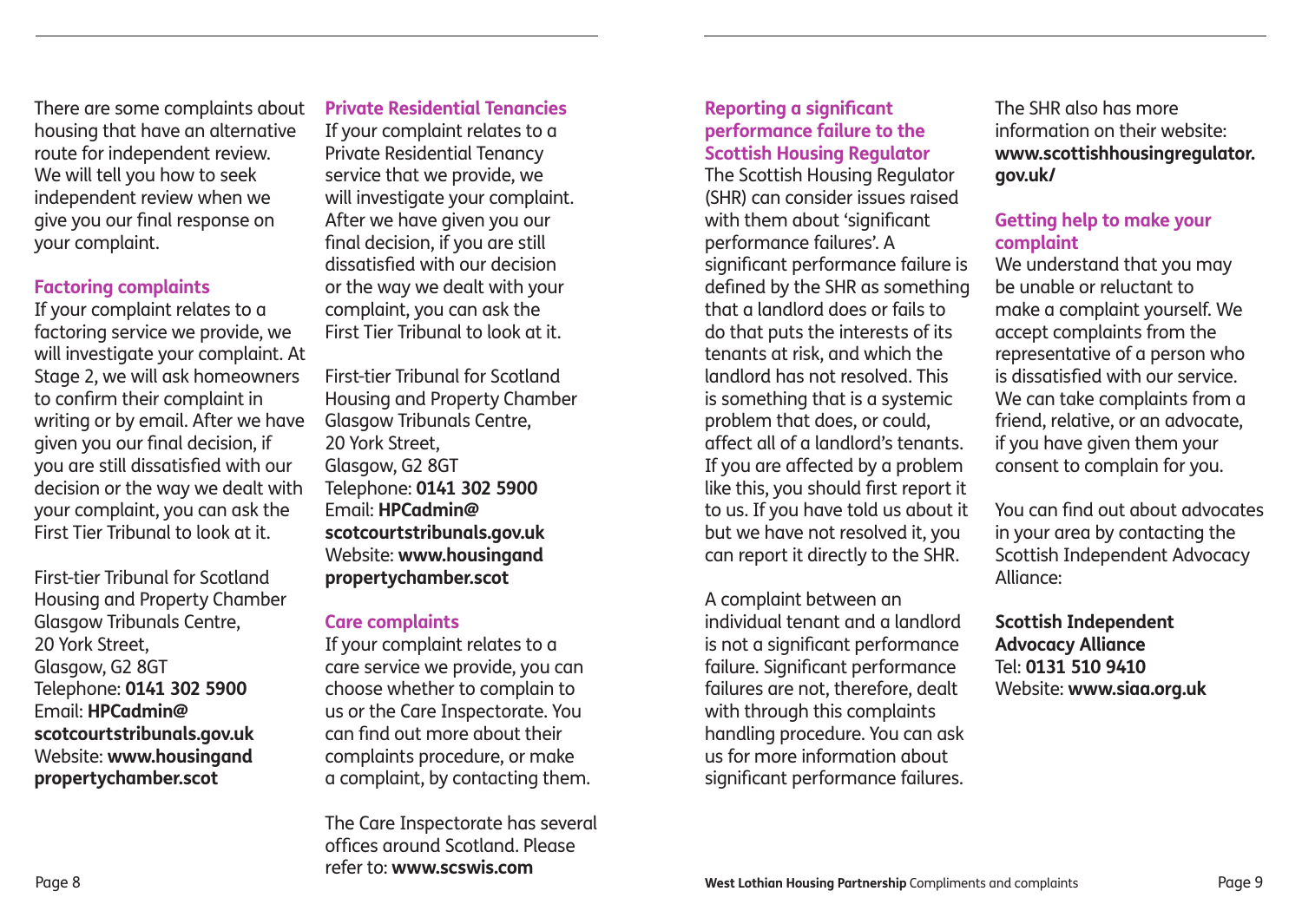There are some complaints about housing that have an alternative route for independent review. We will tell you how to seek independent review when we give you our final response on your complaint.

### Factoring complaints

If your complaint relates to a factoring service we provide, we will investigate your complaint. At Stage 2, we will ask homeowners to confirm their complaint in writing or by email. After we have given you our final decision, if you are still dissatisfied with our decision or the way we dealt with your complaint, you can ask the First Tier Tribunal to look at it.

First-tier Tribunal for Scotland
Housing and Property Chamber
Glasgow Tribunals Centre,
20 York Street,
Glasgow, G2 8GT
Telephone: **0141 302 5900**
Email: **HPCadmin@scotcourtstribunals.gov.uk**
Website: **www.housingandpropertychamber.scot**

### Private Residential Tenancies

If your complaint relates to a Private Residential Tenancy service that we provide, we will investigate your complaint. After we have given you our final decision, if you are still dissatisfied with our decision or the way we dealt with your complaint, you can ask the First Tier Tribunal to look at it.

First-tier Tribunal for Scotland
Housing and Property Chamber
Glasgow Tribunals Centre,
20 York Street,
Glasgow, G2 8GT
Telephone: **0141 302 5900**
Email: **HPCadmin@scotcourtstribunals.gov.uk**
Website: **www.housingandpropertychamber.scot**

### Care complaints

If your complaint relates to a care service we provide, you can choose whether to complain to us or the Care Inspectorate. You can find out more about their complaints procedure, or make a complaint, by contacting them.

The Care Inspectorate has several offices around Scotland. Please refer to: **www.scswis.com**

### Reporting a significant performance failure to the Scottish Housing Regulator

The Scottish Housing Regulator (SHR) can consider issues raised with them about 'significant performance failures'. A significant performance failure is defined by the SHR as something that a landlord does or fails to do that puts the interests of its tenants at risk, and which the landlord has not resolved. This is something that is a systemic problem that does, or could, affect all of a landlord's tenants. If you are affected by a problem like this, you should first report it to us. If you have told us about it but we have not resolved it, you can report it directly to the SHR.

A complaint between an individual tenant and a landlord is not a significant performance failure. Significant performance failures are not, therefore, dealt with through this complaints handling procedure. You can ask us for more information about significant performance failures.

The SHR also has more information on their website: **www.scottishhousingregulator.gov.uk/**

### Getting help to make your complaint

We understand that you may be unable or reluctant to make a complaint yourself. We accept complaints from the representative of a person who is dissatisfied with our service. We can take complaints from a friend, relative, or an advocate, if you have given them your consent to complain for you.

You can find out about advocates in your area by contacting the Scottish Independent Advocacy Alliance:

**Scottish Independent Advocacy Alliance**
Tel: **0131 510 9410**
Website: **www.siaa.org.uk**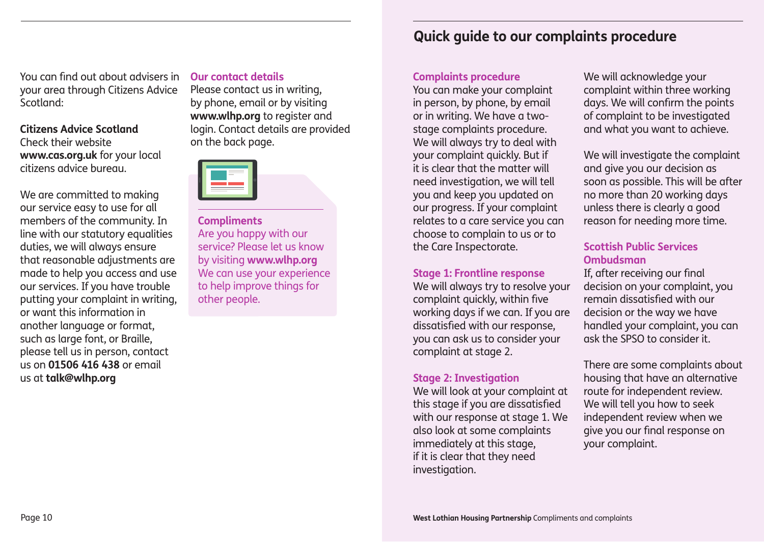You can find out about advisers in your area through Citizens Advice Scotland:

**Citizens Advice Scotland**
Check their website **www.cas.org.uk** for your local citizens advice bureau.

We are committed to making our service easy to use for all members of the community. In line with our statutory equalities duties, we will always ensure that reasonable adjustments are made to help you access and use our services. If you have trouble putting your complaint in writing, or want this information in another language or format, such as large font, or Braille, please tell us in person, contact us on **01506 416 438** or email us at **talk@wlhp.org**

### Our contact details

Please contact us in writing, by phone, email or by visiting **www.wlhp.org** to register and login. Contact details are provided on the back page.

### Compliments

Are you happy with our service? Please let us know by visiting **www.wlhp.org** We can use your experience to help improve things for other people.

## Quick guide to our complaints procedure

### Complaints procedure

You can make your complaint in person, by phone, by email or in writing. We have a two-stage complaints procedure. We will always try to deal with your complaint quickly. But if it is clear that the matter will need investigation, we will tell you and keep you updated on our progress. If your complaint relates to a care service you can choose to complain to us or to the Care Inspectorate.

### Stage 1: Frontline response

We will always try to resolve your complaint quickly, within five working days if we can. If you are dissatisfied with our response, you can ask us to consider your complaint at stage 2.

### Stage 2: Investigation

We will look at your complaint at this stage if you are dissatisfied with our response at stage 1. We also look at some complaints immediately at this stage, if it is clear that they need investigation.

We will acknowledge your complaint within three working days. We will confirm the points of complaint to be investigated and what you want to achieve.

We will investigate the complaint and give you our decision as soon as possible. This will be after no more than 20 working days unless there is clearly a good reason for needing more time.

### Scottish Public Services Ombudsman

If, after receiving our final decision on your complaint, you remain dissatisfied with our decision or the way we have handled your complaint, you can ask the SPSO to consider it.

There are some complaints about housing that have an alternative route for independent review. We will tell you how to seek independent review when we give you our final response on your complaint.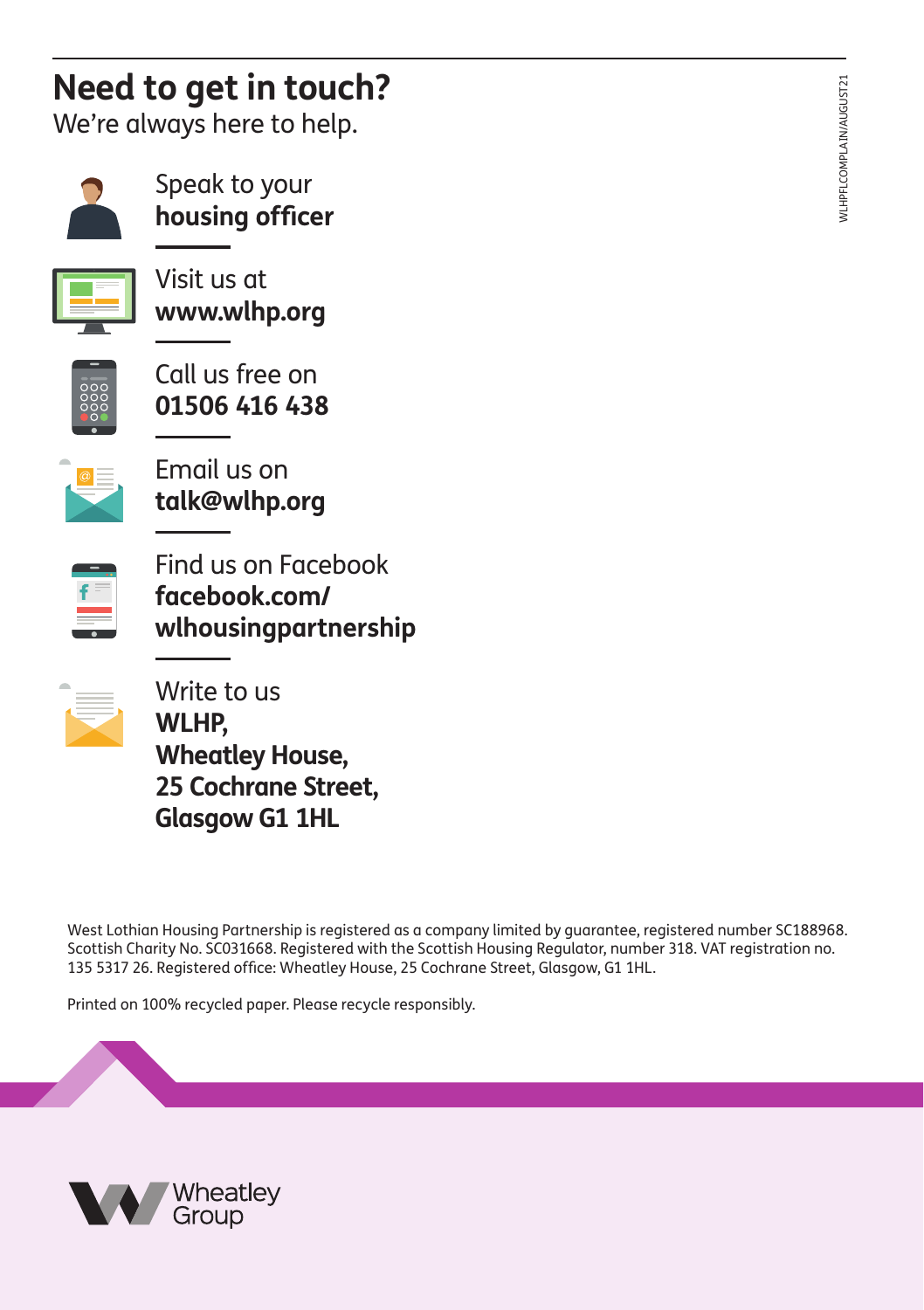# Need to get in touch?

We're always here to help.

Speak to your **housing officer**

Visit us at **www.wlhp.org**

Call us free on **01506 416 438**

Email us on **talk@wlhp.org**

Find us on Facebook **facebook.com/ wlhousingpartnership**

Write to us
**WLHP,**
**Wheatley House,**
**25 Cochrane Street,**
**Glasgow G1 1HL**

WLHPFLCOMPLAIN/AUGUST21

West Lothian Housing Partnership is registered as a company limited by guarantee, registered number SC188968. Scottish Charity No. SC031668. Registered with the Scottish Housing Regulator, number 318. VAT registration no. 135 5317 26. Registered office: Wheatley House, 25 Cochrane Street, Glasgow, G1 1HL.

Printed on 100% recycled paper. Please recycle responsibly.

Wheatley Group